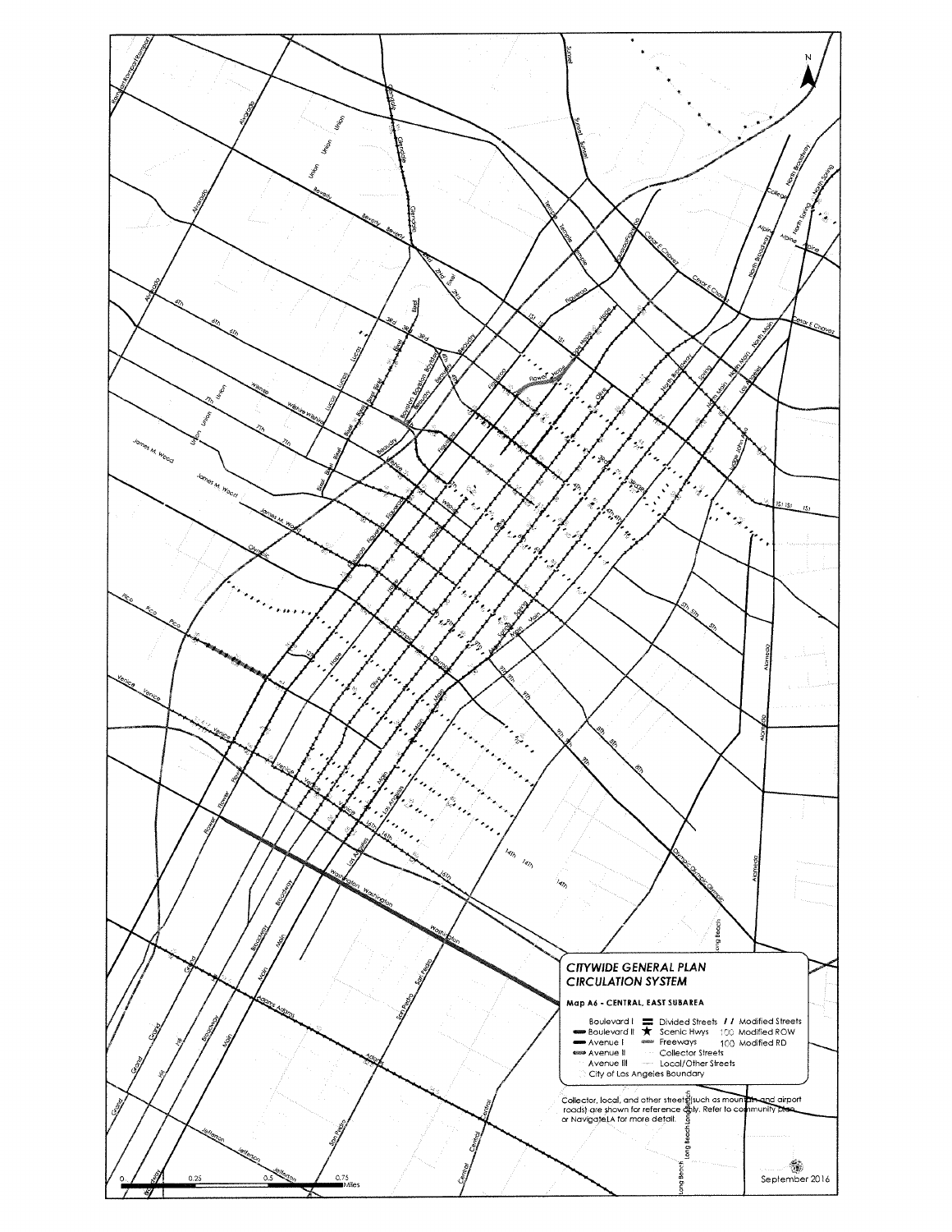## CITYWIDE GENERAL PLAN CIRCULATION SYSTEM

**Map A6 - CENTRAL, EAST SUBAREA**

- Boulevard I
- Boulevard II
- Avenue I
- Avenue II
- Avenue III
- Divided Streets
- Scenic Hwys
- Freeways
- Collector Streets
- Local/Other Streets
- Modified Streets
- 100 Modified ROW
- 100 Modified RD
- City of Los Angeles Boundary

Collector, local, and other streets (such as mountain and airport roads) are shown for reference only. Refer to community plan or NavigateLA for more detail.

September 2016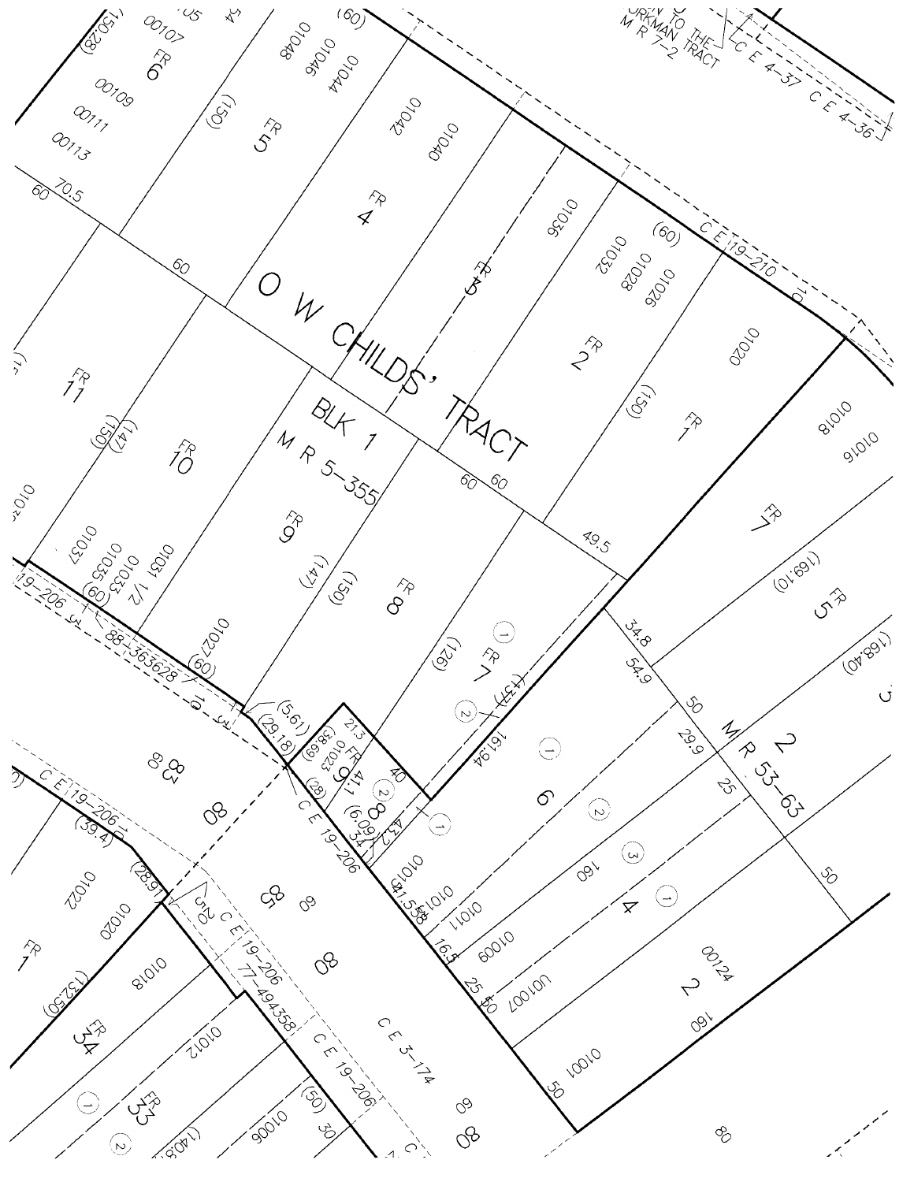O W CHILDS' TRACT

BLK 1

M R 5-355

M R 53-63

TO THE WORKMAN TRACT M R 7-2

C E 4-37

C E 4-36

C E 19-210

C E 19-206

C E 3-174

88-363628

77-494358

FR 1

FR 2

FR 3

FR 4

FR 5

FR 6

FR 7

FR 8

FR 9

10

FR 11

FR 7

FR 5

FR 1

FR 34

FR 33

2

4

6

83

85

80

01010

01011

00109

00107

00124

01016

01018

01020

01026

01028

01032

01036

01040

01042

01044

01046

01048

01027

01031 1/2

01033

01035

01037

01023

01022

01012

00006

00111

00113

(60)

(150)

(147)

(126)

(137)

(150.28)

(169.10)

(168.40)

(132.50)

(140.8)

(5.61)

(29.18)

(38.69)

(6.09)

(28)

(39.4)

(28.9)

(50)

60

70.5

49.5

34.8

54.9

50

29.9

25

161.94

160

41.1

40

21.3

43.2

34

41.58

16.5

25

80

30